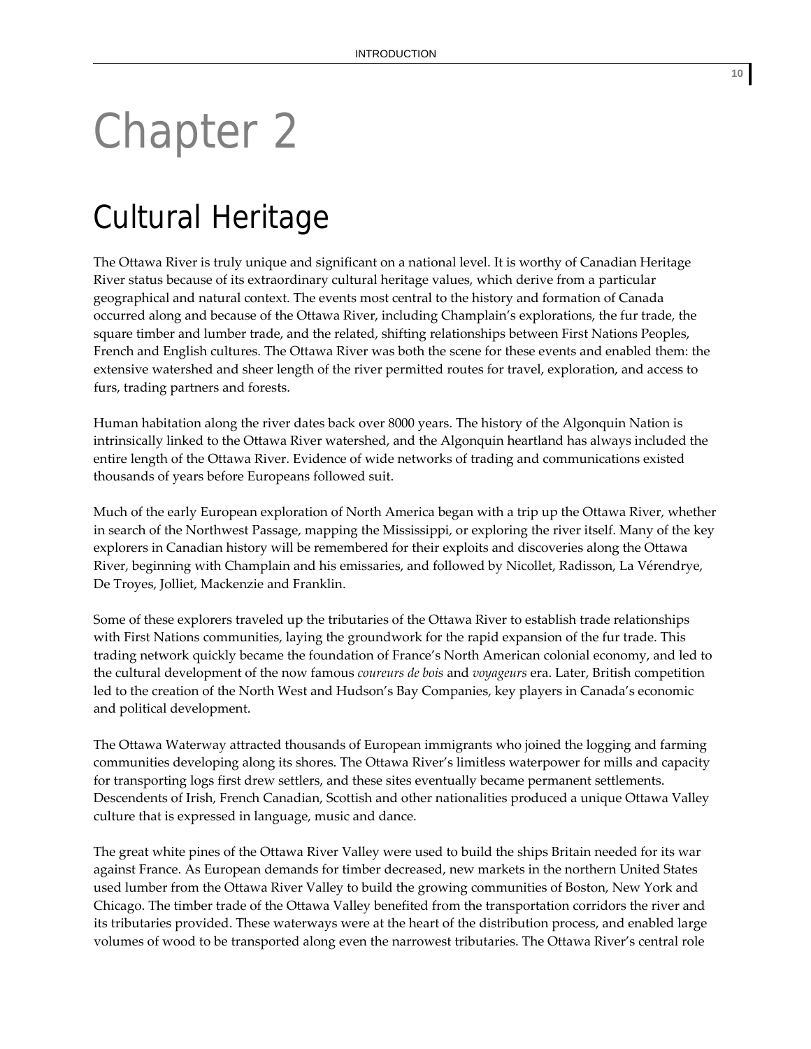# Chapter 2

## Cultural Heritage

The Ottawa River is truly unique and significant on a national level. It is worthy of Canadian Heritage River status because of its extraordinary cultural heritage values, which derive from a particular geographical and natural context. The events most central to the history and formation of Canada occurred along and because of the Ottawa River, including Champlain's explorations, the fur trade, the square timber and lumber trade, and the related, shifting relationships between First Nations Peoples, French and English cultures. The Ottawa River was both the scene for these events and enabled them: the extensive watershed and sheer length of the river permitted routes for travel, exploration, and access to furs, trading partners and forests.

Human habitation along the river dates back over 8000 years. The history of the Algonquin Nation is intrinsically linked to the Ottawa River watershed, and the Algonquin heartland has always included the entire length of the Ottawa River. Evidence of wide networks of trading and communications existed thousands of years before Europeans followed suit.

Much of the early European exploration of North America began with a trip up the Ottawa River, whether in search of the Northwest Passage, mapping the Mississippi, or exploring the river itself. Many of the key explorers in Canadian history will be remembered for their exploits and discoveries along the Ottawa River, beginning with Champlain and his emissaries, and followed by Nicollet, Radisson, La Vérendrye, De Troyes, Jolliet, Mackenzie and Franklin.

Some of these explorers traveled up the tributaries of the Ottawa River to establish trade relationships with First Nations communities, laying the groundwork for the rapid expansion of the fur trade. This trading network quickly became the foundation of France's North American colonial economy, and led to the cultural development of the now famous *coureurs de bois* and *voyageurs* era. Later, British competition led to the creation of the North West and Hudson's Bay Companies, key players in Canada's economic and political development.

The Ottawa Waterway attracted thousands of European immigrants who joined the logging and farming communities developing along its shores. The Ottawa River's limitless waterpower for mills and capacity for transporting logs first drew settlers, and these sites eventually became permanent settlements. Descendents of Irish, French Canadian, Scottish and other nationalities produced a unique Ottawa Valley culture that is expressed in language, music and dance.

The great white pines of the Ottawa River Valley were used to build the ships Britain needed for its war against France. As European demands for timber decreased, new markets in the northern United States used lumber from the Ottawa River Valley to build the growing communities of Boston, New York and Chicago. The timber trade of the Ottawa Valley benefited from the transportation corridors the river and its tributaries provided. These waterways were at the heart of the distribution process, and enabled large volumes of wood to be transported along even the narrowest tributaries. The Ottawa River's central role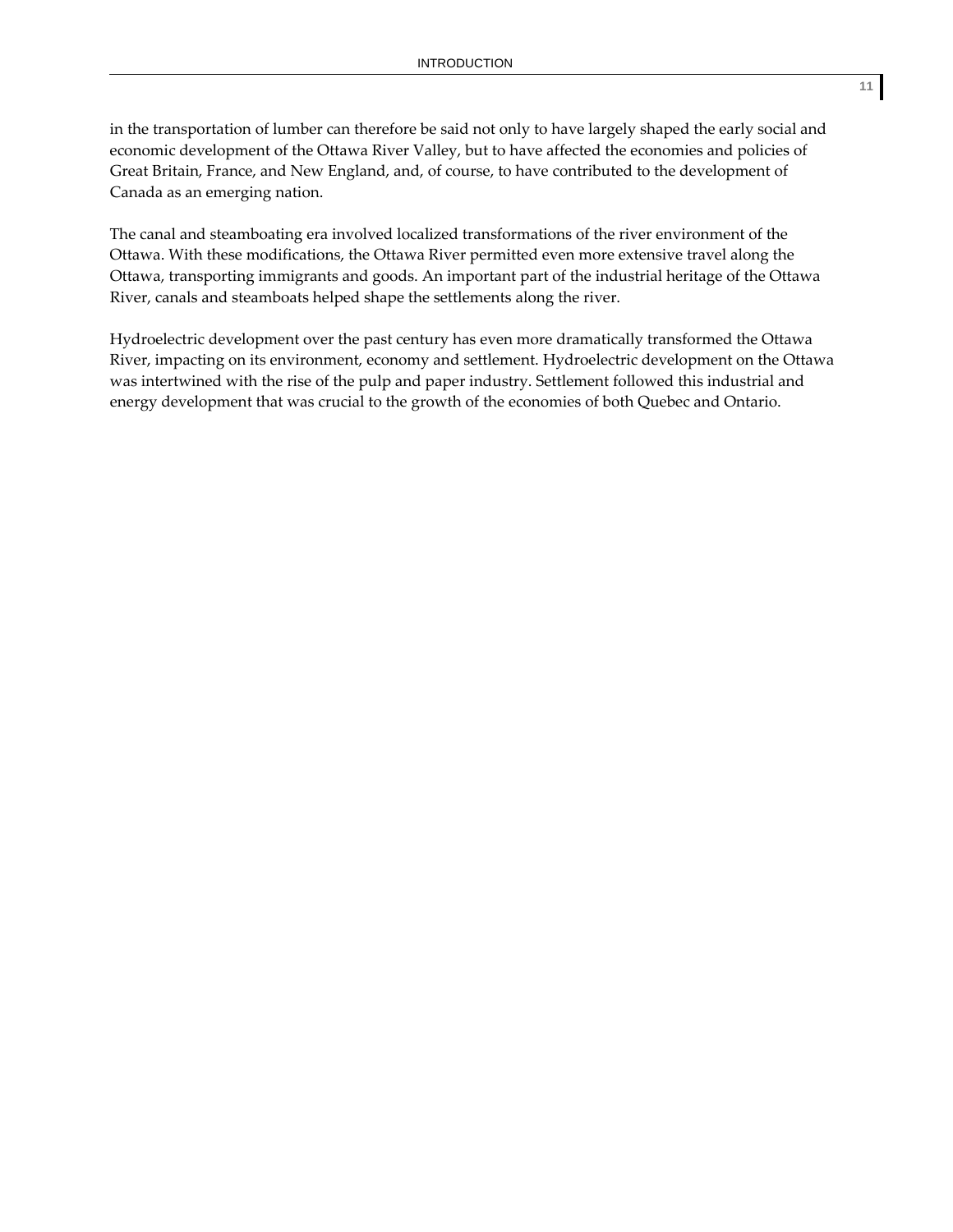in the transportation of lumber can therefore be said not only to have largely shaped the early social and economic development of the Ottawa River Valley, but to have affected the economies and policies of Great Britain, France, and New England, and, of course, to have contributed to the development of Canada as an emerging nation.

The canal and steamboating era involved localized transformations of the river environment of the Ottawa. With these modifications, the Ottawa River permitted even more extensive travel along the Ottawa, transporting immigrants and goods. An important part of the industrial heritage of the Ottawa River, canals and steamboats helped shape the settlements along the river.

Hydroelectric development over the past century has even more dramatically transformed the Ottawa River, impacting on its environment, economy and settlement. Hydroelectric development on the Ottawa was intertwined with the rise of the pulp and paper industry. Settlement followed this industrial and energy development that was crucial to the growth of the economies of both Quebec and Ontario.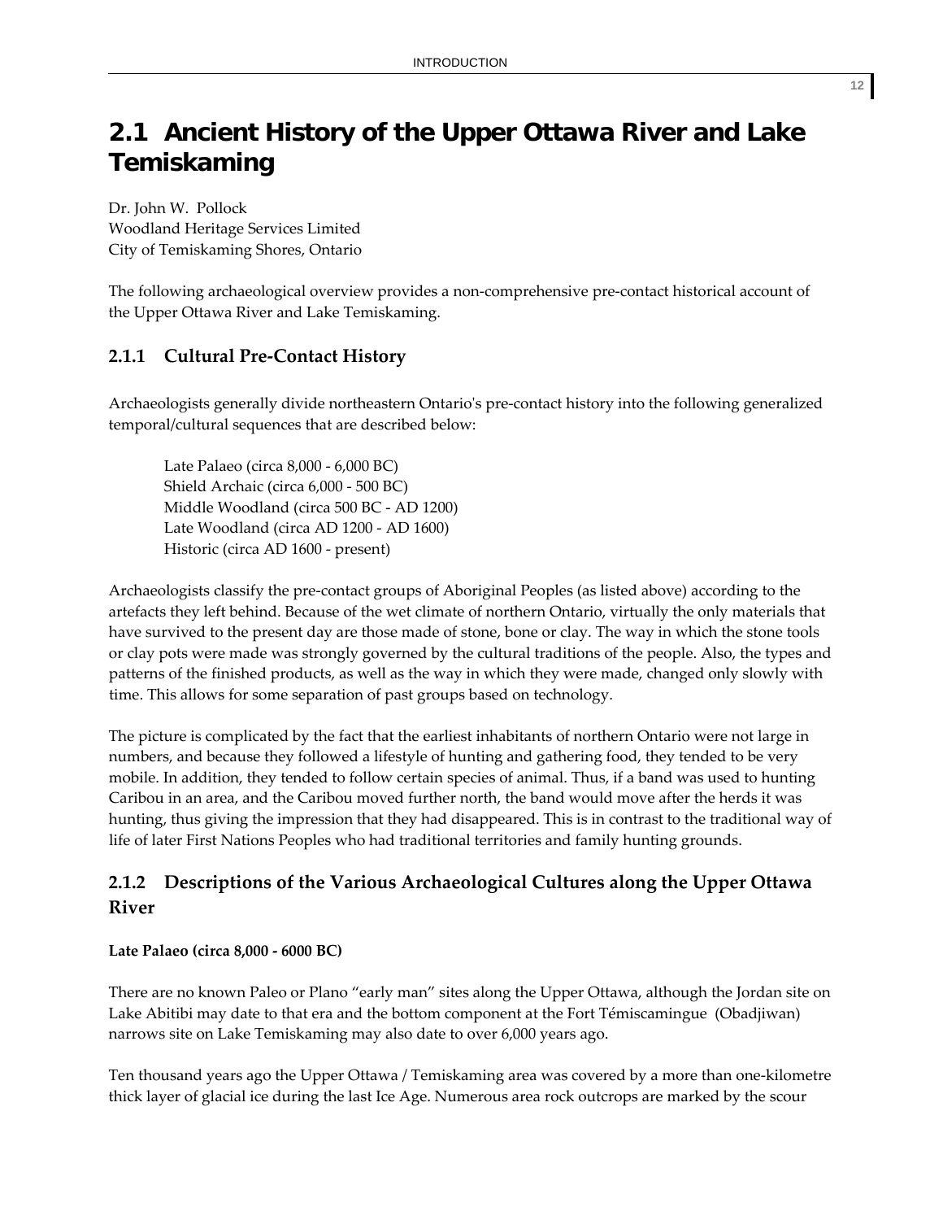## 2.1 Ancient History of the Upper Ottawa River and Lake Temiskaming

Dr. John W. Pollock
Woodland Heritage Services Limited
City of Temiskaming Shores, Ontario

The following archaeological overview provides a non-comprehensive pre-contact historical account of the Upper Ottawa River and Lake Temiskaming.

### 2.1.1 Cultural Pre-Contact History

Archaeologists generally divide northeastern Ontario's pre-contact history into the following generalized temporal/cultural sequences that are described below:

Late Palaeo (circa 8,000 - 6,000 BC)
Shield Archaic (circa 6,000 - 500 BC)
Middle Woodland (circa 500 BC - AD 1200)
Late Woodland (circa AD 1200 - AD 1600)
Historic (circa AD 1600 - present)

Archaeologists classify the pre-contact groups of Aboriginal Peoples (as listed above) according to the artefacts they left behind. Because of the wet climate of northern Ontario, virtually the only materials that have survived to the present day are those made of stone, bone or clay. The way in which the stone tools or clay pots were made was strongly governed by the cultural traditions of the people. Also, the types and patterns of the finished products, as well as the way in which they were made, changed only slowly with time. This allows for some separation of past groups based on technology.

The picture is complicated by the fact that the earliest inhabitants of northern Ontario were not large in numbers, and because they followed a lifestyle of hunting and gathering food, they tended to be very mobile. In addition, they tended to follow certain species of animal. Thus, if a band was used to hunting Caribou in an area, and the Caribou moved further north, the band would move after the herds it was hunting, thus giving the impression that they had disappeared. This is in contrast to the traditional way of life of later First Nations Peoples who had traditional territories and family hunting grounds.

### 2.1.2 Descriptions of the Various Archaeological Cultures along the Upper Ottawa River

**Late Palaeo (circa 8,000 - 6000 BC)**

There are no known Paleo or Plano "early man" sites along the Upper Ottawa, although the Jordan site on Lake Abitibi may date to that era and the bottom component at the Fort Témiscamingue (Obadjiwan) narrows site on Lake Temiskaming may also date to over 6,000 years ago.

Ten thousand years ago the Upper Ottawa / Temiskaming area was covered by a more than one-kilometre thick layer of glacial ice during the last Ice Age. Numerous area rock outcrops are marked by the scour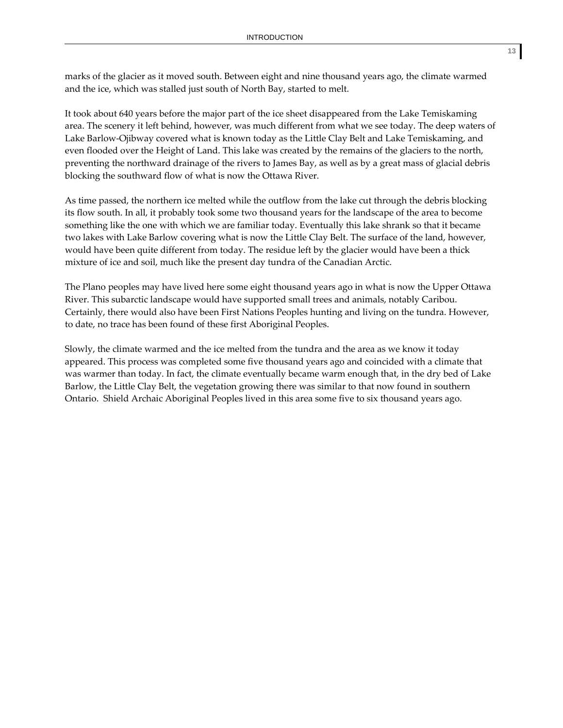marks of the glacier as it moved south. Between eight and nine thousand years ago, the climate warmed and the ice, which was stalled just south of North Bay, started to melt.

It took about 640 years before the major part of the ice sheet disappeared from the Lake Temiskaming area. The scenery it left behind, however, was much different from what we see today. The deep waters of Lake Barlow-Ojibway covered what is known today as the Little Clay Belt and Lake Temiskaming, and even flooded over the Height of Land. This lake was created by the remains of the glaciers to the north, preventing the northward drainage of the rivers to James Bay, as well as by a great mass of glacial debris blocking the southward flow of what is now the Ottawa River.

As time passed, the northern ice melted while the outflow from the lake cut through the debris blocking its flow south. In all, it probably took some two thousand years for the landscape of the area to become something like the one with which we are familiar today. Eventually this lake shrank so that it became two lakes with Lake Barlow covering what is now the Little Clay Belt. The surface of the land, however, would have been quite different from today. The residue left by the glacier would have been a thick mixture of ice and soil, much like the present day tundra of the Canadian Arctic.

The Plano peoples may have lived here some eight thousand years ago in what is now the Upper Ottawa River. This subarctic landscape would have supported small trees and animals, notably Caribou. Certainly, there would also have been First Nations Peoples hunting and living on the tundra. However, to date, no trace has been found of these first Aboriginal Peoples.

Slowly, the climate warmed and the ice melted from the tundra and the area as we know it today appeared. This process was completed some five thousand years ago and coincided with a climate that was warmer than today. In fact, the climate eventually became warm enough that, in the dry bed of Lake Barlow, the Little Clay Belt, the vegetation growing there was similar to that now found in southern Ontario. Shield Archaic Aboriginal Peoples lived in this area some five to six thousand years ago.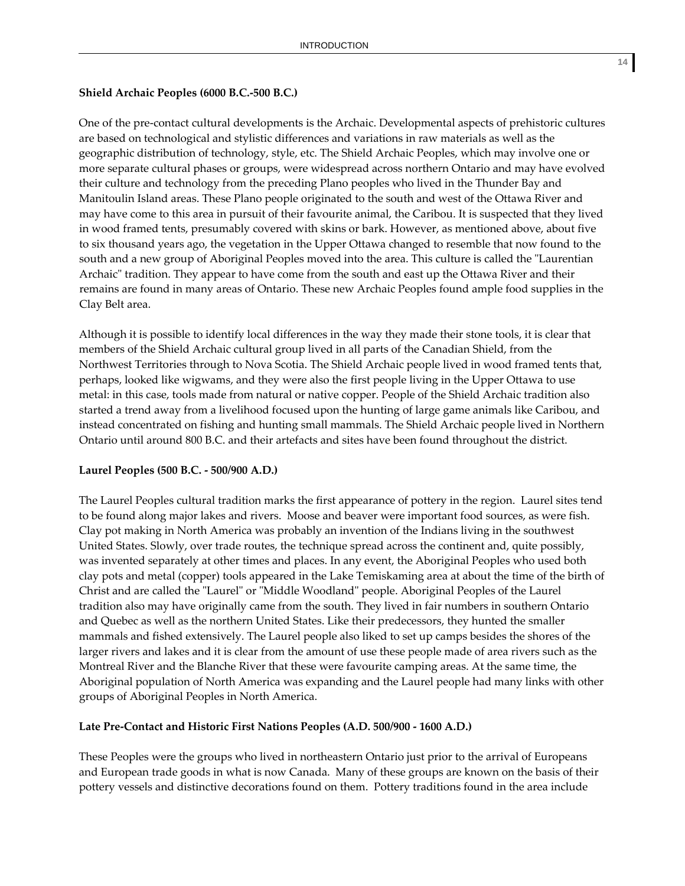**Shield Archaic Peoples (6000 B.C.-500 B.C.)**

One of the pre-contact cultural developments is the Archaic. Developmental aspects of prehistoric cultures are based on technological and stylistic differences and variations in raw materials as well as the geographic distribution of technology, style, etc. The Shield Archaic Peoples, which may involve one or more separate cultural phases or groups, were widespread across northern Ontario and may have evolved their culture and technology from the preceding Plano peoples who lived in the Thunder Bay and Manitoulin Island areas. These Plano people originated to the south and west of the Ottawa River and may have come to this area in pursuit of their favourite animal, the Caribou. It is suspected that they lived in wood framed tents, presumably covered with skins or bark. However, as mentioned above, about five to six thousand years ago, the vegetation in the Upper Ottawa changed to resemble that now found to the south and a new group of Aboriginal Peoples moved into the area. This culture is called the "Laurentian Archaic" tradition. They appear to have come from the south and east up the Ottawa River and their remains are found in many areas of Ontario. These new Archaic Peoples found ample food supplies in the Clay Belt area.

Although it is possible to identify local differences in the way they made their stone tools, it is clear that members of the Shield Archaic cultural group lived in all parts of the Canadian Shield, from the Northwest Territories through to Nova Scotia. The Shield Archaic people lived in wood framed tents that, perhaps, looked like wigwams, and they were also the first people living in the Upper Ottawa to use metal: in this case, tools made from natural or native copper. People of the Shield Archaic tradition also started a trend away from a livelihood focused upon the hunting of large game animals like Caribou, and instead concentrated on fishing and hunting small mammals. The Shield Archaic people lived in Northern Ontario until around 800 B.C. and their artefacts and sites have been found throughout the district.

**Laurel Peoples (500 B.C. - 500/900 A.D.)**

The Laurel Peoples cultural tradition marks the first appearance of pottery in the region. Laurel sites tend to be found along major lakes and rivers. Moose and beaver were important food sources, as were fish. Clay pot making in North America was probably an invention of the Indians living in the southwest United States. Slowly, over trade routes, the technique spread across the continent and, quite possibly, was invented separately at other times and places. In any event, the Aboriginal Peoples who used both clay pots and metal (copper) tools appeared in the Lake Temiskaming area at about the time of the birth of Christ and are called the "Laurel" or "Middle Woodland" people. Aboriginal Peoples of the Laurel tradition also may have originally came from the south. They lived in fair numbers in southern Ontario and Quebec as well as the northern United States. Like their predecessors, they hunted the smaller mammals and fished extensively. The Laurel people also liked to set up camps besides the shores of the larger rivers and lakes and it is clear from the amount of use these people made of area rivers such as the Montreal River and the Blanche River that these were favourite camping areas. At the same time, the Aboriginal population of North America was expanding and the Laurel people had many links with other groups of Aboriginal Peoples in North America.

**Late Pre-Contact and Historic First Nations Peoples (A.D. 500/900 - 1600 A.D.)**

These Peoples were the groups who lived in northeastern Ontario just prior to the arrival of Europeans and European trade goods in what is now Canada. Many of these groups are known on the basis of their pottery vessels and distinctive decorations found on them. Pottery traditions found in the area include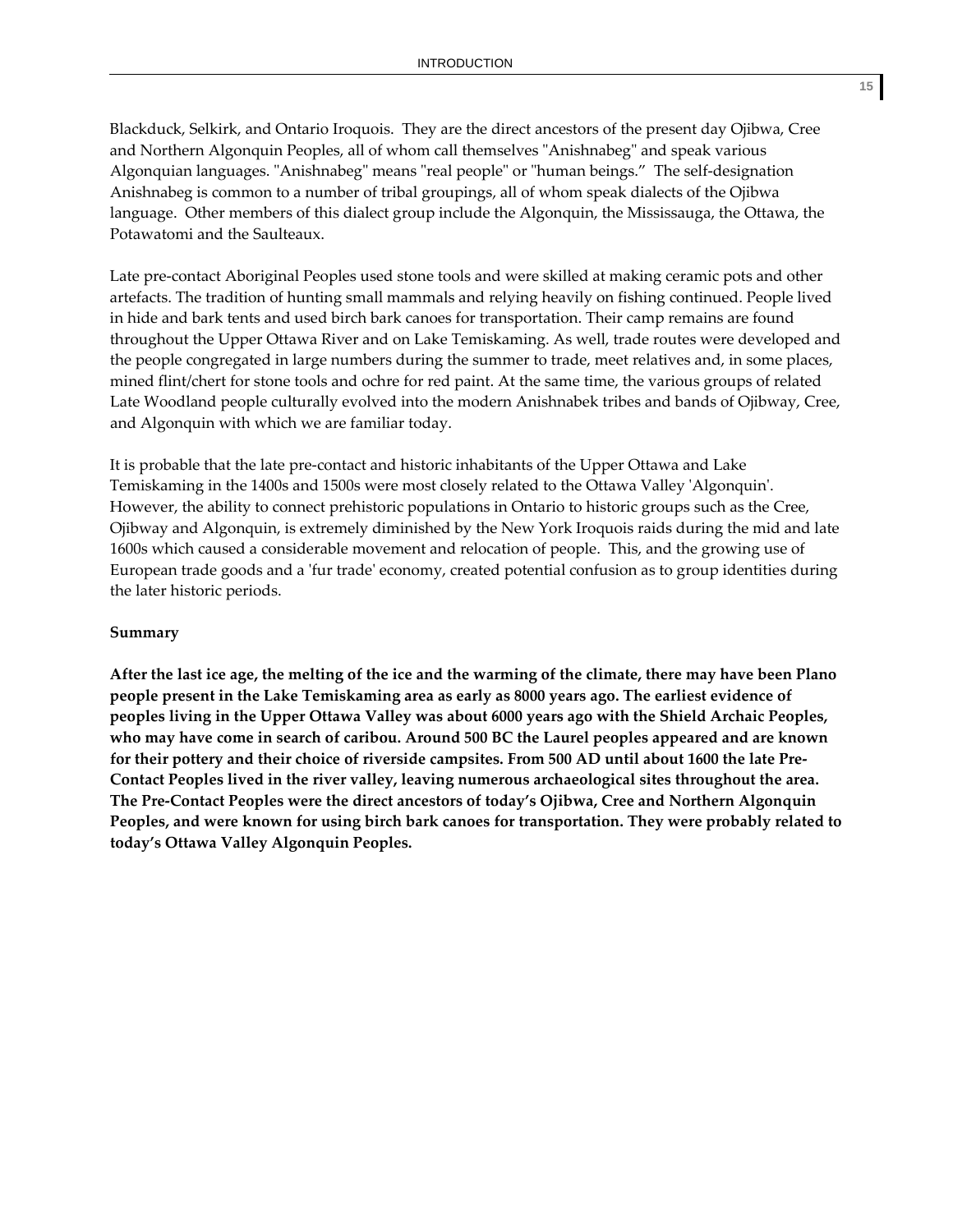Blackduck, Selkirk, and Ontario Iroquois. They are the direct ancestors of the present day Ojibwa, Cree and Northern Algonquin Peoples, all of whom call themselves "Anishnabeg" and speak various Algonquian languages. "Anishnabeg" means "real people" or "human beings." The self-designation Anishnabeg is common to a number of tribal groupings, all of whom speak dialects of the Ojibwa language. Other members of this dialect group include the Algonquin, the Mississauga, the Ottawa, the Potawatomi and the Saulteaux.

Late pre-contact Aboriginal Peoples used stone tools and were skilled at making ceramic pots and other artefacts. The tradition of hunting small mammals and relying heavily on fishing continued. People lived in hide and bark tents and used birch bark canoes for transportation. Their camp remains are found throughout the Upper Ottawa River and on Lake Temiskaming. As well, trade routes were developed and the people congregated in large numbers during the summer to trade, meet relatives and, in some places, mined flint/chert for stone tools and ochre for red paint. At the same time, the various groups of related Late Woodland people culturally evolved into the modern Anishnabek tribes and bands of Ojibway, Cree, and Algonquin with which we are familiar today.

It is probable that the late pre-contact and historic inhabitants of the Upper Ottawa and Lake Temiskaming in the 1400s and 1500s were most closely related to the Ottawa Valley 'Algonquin'. However, the ability to connect prehistoric populations in Ontario to historic groups such as the Cree, Ojibway and Algonquin, is extremely diminished by the New York Iroquois raids during the mid and late 1600s which caused a considerable movement and relocation of people. This, and the growing use of European trade goods and a 'fur trade' economy, created potential confusion as to group identities during the later historic periods.

**Summary**

**After the last ice age, the melting of the ice and the warming of the climate, there may have been Plano people present in the Lake Temiskaming area as early as 8000 years ago. The earliest evidence of peoples living in the Upper Ottawa Valley was about 6000 years ago with the Shield Archaic Peoples, who may have come in search of caribou. Around 500 BC the Laurel peoples appeared and are known for their pottery and their choice of riverside campsites. From 500 AD until about 1600 the late Pre-Contact Peoples lived in the river valley, leaving numerous archaeological sites throughout the area. The Pre-Contact Peoples were the direct ancestors of today's Ojibwa, Cree and Northern Algonquin Peoples, and were known for using birch bark canoes for transportation. They were probably related to today's Ottawa Valley Algonquin Peoples.**